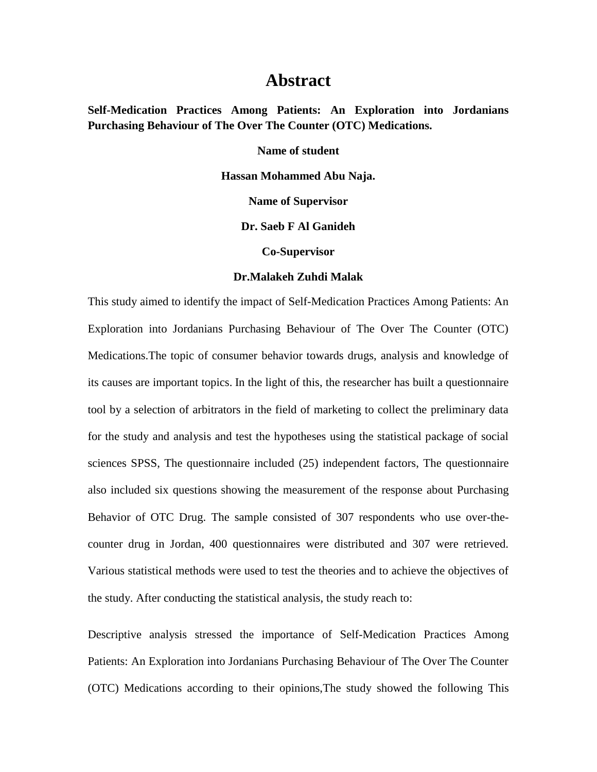# Abstract

**Self-Medication Practices Among Patients: An Exploration into Jordanians Purchasing Behaviour of The Over The Counter (OTC) Medications.**

**Name of student**

**Hassan Mohammed Abu Naja.**

**Name of Supervisor**

**Dr. Saeb F Al Ganideh**

**Co-Supervisor**

**Dr.Malakeh Zuhdi Malak**

This study aimed to identify the impact of Self-Medication Practices Among Patients: An Exploration into Jordanians Purchasing Behaviour of The Over The Counter (OTC) Medications.The topic of consumer behavior towards drugs, analysis and knowledge of its causes are important topics. In the light of this, the researcher has built a questionnaire tool by a selection of arbitrators in the field of marketing to collect the preliminary data for the study and analysis and test the hypotheses using the statistical package of social sciences SPSS, The questionnaire included (25) independent factors, The questionnaire also included six questions showing the measurement of the response about Purchasing Behavior of OTC Drug. The sample consisted of 307 respondents who use over-the-counter drug in Jordan, 400 questionnaires were distributed and 307 were retrieved. Various statistical methods were used to test the theories and to achieve the objectives of the study. After conducting the statistical analysis, the study reach to:

Descriptive analysis stressed the importance of Self-Medication Practices Among Patients: An Exploration into Jordanians Purchasing Behaviour of The Over The Counter (OTC) Medications according to their opinions,The study showed the following This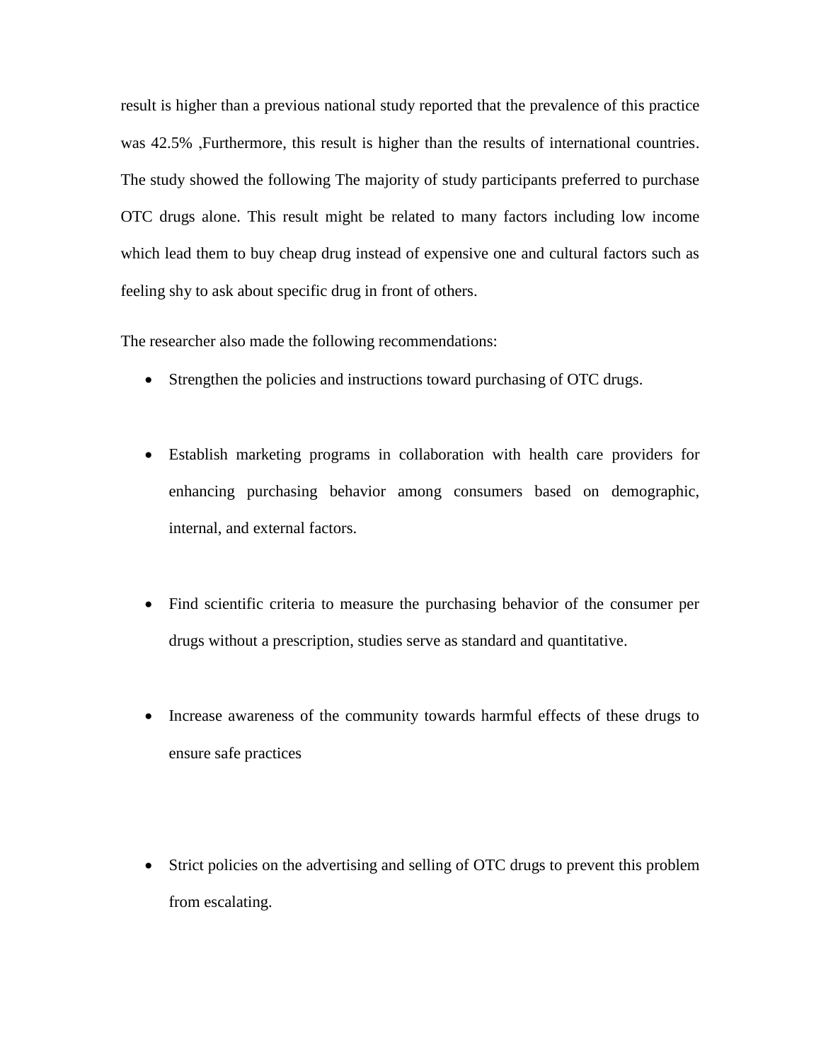result is higher than a previous national study reported that the prevalence of this practice was 42.5% ,Furthermore, this result is higher than the results of international countries. The study showed the following The majority of study participants preferred to purchase OTC drugs alone. This result might be related to many factors including low income which lead them to buy cheap drug instead of expensive one and cultural factors such as feeling shy to ask about specific drug in front of others.

The researcher also made the following recommendations:

- Strengthen the policies and instructions toward purchasing of OTC drugs.

- Establish marketing programs in collaboration with health care providers for enhancing purchasing behavior among consumers based on demographic, internal, and external factors.

- Find scientific criteria to measure the purchasing behavior of the consumer per drugs without a prescription, studies serve as standard and quantitative.

- Increase awareness of the community towards harmful effects of these drugs to ensure safe practices

- Strict policies on the advertising and selling of OTC drugs to prevent this problem from escalating.